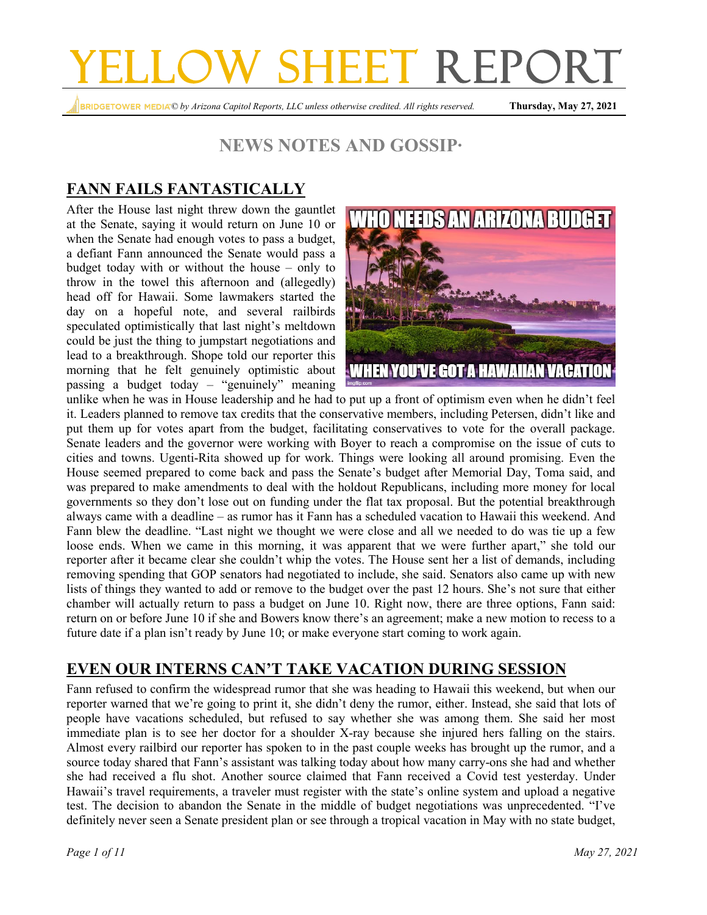# YELLOW SHEET REPORT

BRIDGETOWER MEDIA © by Arizona Capitol Reports, LLC unless otherwise credited. All rights reserved. **Thursday, May 27, 2021**

## NEWS NOTES AND GOSSIP·

### FANN FAILS FANTASTICALLY

After the House last night threw down the gauntlet at the Senate, saying it would return on June 10 or when the Senate had enough votes to pass a budget, a defiant Fann announced the Senate would pass a budget today with or without the house – only to throw in the towel this afternoon and (allegedly) head off for Hawaii. Some lawmakers started the day on a hopeful note, and several railbirds speculated optimistically that last night's meltdown could be just the thing to jumpstart negotiations and lead to a breakthrough. Shope told our reporter this morning that he felt genuinely optimistic about passing a budget today – "genuinely" meaning unlike when he was in House leadership and he had to put up a front of optimism even when he didn't feel it. Leaders planned to remove tax credits that the conservative members, including Petersen, didn't like and put them up for votes apart from the budget, facilitating conservatives to vote for the overall package. Senate leaders and the governor were working with Boyer to reach a compromise on the issue of cuts to cities and towns. Ugenti-Rita showed up for work. Things were looking all around promising. Even the House seemed prepared to come back and pass the Senate's budget after Memorial Day, Toma said, and was prepared to make amendments to deal with the holdout Republicans, including more money for local governments so they don't lose out on funding under the flat tax proposal. But the potential breakthrough always came with a deadline – as rumor has it Fann has a scheduled vacation to Hawaii this weekend. And Fann blew the deadline. "Last night we thought we were close and all we needed to do was tie up a few loose ends. When we came in this morning, it was apparent that we were further apart," she told our reporter after it became clear she couldn't whip the votes. The House sent her a list of demands, including removing spending that GOP senators had negotiated to include, she said. Senators also came up with new lists of things they wanted to add or remove to the budget over the past 12 hours. She's not sure that either chamber will actually return to pass a budget on June 10. Right now, there are three options, Fann said: return on or before June 10 if she and Bowers know there's an agreement; make a new motion to recess to a future date if a plan isn't ready by June 10; or make everyone start coming to work again.

### EVEN OUR INTERNS CAN'T TAKE VACATION DURING SESSION

Fann refused to confirm the widespread rumor that she was heading to Hawaii this weekend, but when our reporter warned that we're going to print it, she didn't deny the rumor, either. Instead, she said that lots of people have vacations scheduled, but refused to say whether she was among them. She said her most immediate plan is to see her doctor for a shoulder X-ray because she injured hers falling on the stairs. Almost every railbird our reporter has spoken to in the past couple weeks has brought up the rumor, and a source today shared that Fann's assistant was talking today about how many carry-ons she had and whether she had received a flu shot. Another source claimed that Fann received a Covid test yesterday. Under Hawaii's travel requirements, a traveler must register with the state's online system and upload a negative test. The decision to abandon the Senate in the middle of budget negotiations was unprecedented. "I've definitely never seen a Senate president plan or see through a tropical vacation in May with no state budget,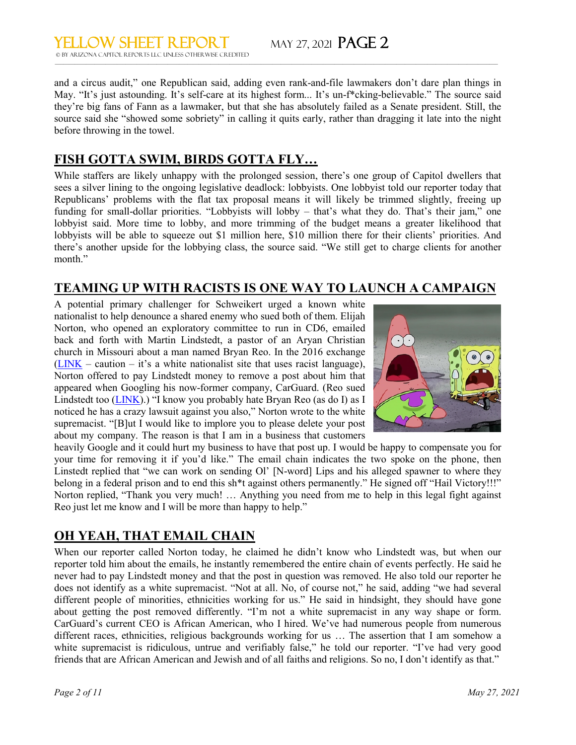and a circus audit," one Republican said, adding even rank-and-file lawmakers don't dare plan things in May. "It's just astounding. It's self-care at its highest form... It's un-f*cking-believable." The source said they're big fans of Fann as a lawmaker, but that she has absolutely failed as a Senate president. Still, the source said she "showed some sobriety" in calling it quits early, rather than dragging it late into the night before throwing in the towel.

## FISH GOTTA SWIM, BIRDS GOTTA FLY…

While staffers are likely unhappy with the prolonged session, there's one group of Capitol dwellers that sees a silver lining to the ongoing legislative deadlock: lobbyists. One lobbyist told our reporter today that Republicans' problems with the flat tax proposal means it will likely be trimmed slightly, freeing up funding for small-dollar priorities. "Lobbyists will lobby – that's what they do. That's their jam," one lobbyist said. More time to lobby, and more trimming of the budget means a greater likelihood that lobbyists will be able to squeeze out $1 million here, $10 million there for their clients' priorities. And there's another upside for the lobbying class, the source said. "We still get to charge clients for another month."

## TEAMING UP WITH RACISTS IS ONE WAY TO LAUNCH A CAMPAIGN

A potential primary challenger for Schweikert urged a known white nationalist to help denounce a shared enemy who sued both of them. Elijah Norton, who opened an exploratory committee to run in CD6, emailed back and forth with Martin Lindstedt, a pastor of an Aryan Christian church in Missouri about a man named Bryan Reo. In the 2016 exchange (LINK – caution – it's a white nationalist site that uses racist language), Norton offered to pay Lindstedt money to remove a post about him that appeared when Googling his now-former company, CarGuard. (Reo sued Lindstedt too (LINK).) "I know you probably hate Bryan Reo (as do I) as I noticed he has a crazy lawsuit against you also," Norton wrote to the white supremacist. "[B]ut I would like to implore you to please delete your post about my company. The reason is that I am in a business that customers heavily Google and it could hurt my business to have that post up. I would be happy to compensate you for your time for removing it if you'd like." The email chain indicates the two spoke on the phone, then Linstedt replied that "we can work on sending Ol' [N-word] Lips and his alleged spawner to where they belong in a federal prison and to end this sh*t against others permanently." He signed off "Hail Victory!!!" Norton replied, "Thank you very much! … Anything you need from me to help in this legal fight against Reo just let me know and I will be more than happy to help."

## OH YEAH, THAT EMAIL CHAIN

When our reporter called Norton today, he claimed he didn't know who Lindstedt was, but when our reporter told him about the emails, he instantly remembered the entire chain of events perfectly. He said he never had to pay Lindstedt money and that the post in question was removed. He also told our reporter he does not identify as a white supremacist. "Not at all. No, of course not," he said, adding "we had several different people of minorities, ethnicities working for us." He said in hindsight, they should have gone about getting the post removed differently. "I'm not a white supremacist in any way shape or form. CarGuard's current CEO is African American, who I hired. We've had numerous people from numerous different races, ethnicities, religious backgrounds working for us … The assertion that I am somehow a white supremacist is ridiculous, untrue and verifiably false," he told our reporter. "I've had very good friends that are African American and Jewish and of all faiths and religions. So no, I don't identify as that."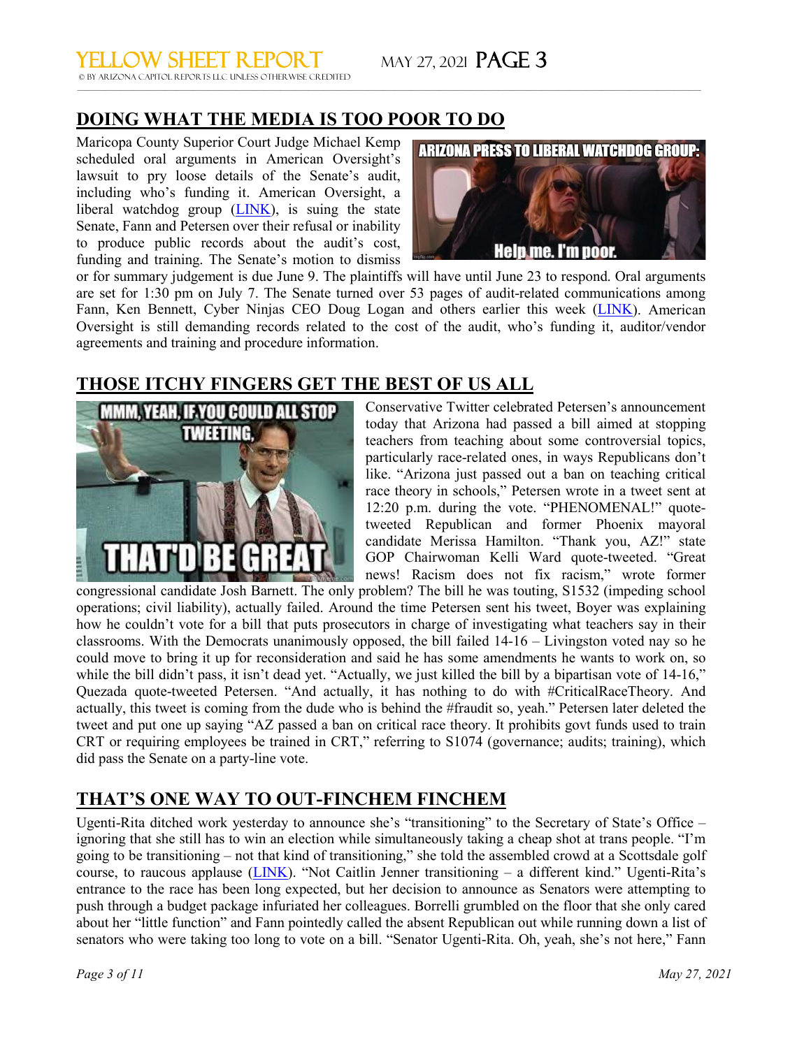## DOING WHAT THE MEDIA IS TOO POOR TO DO

Maricopa County Superior Court Judge Michael Kemp scheduled oral arguments in American Oversight's lawsuit to pry loose details of the Senate's audit, including who's funding it. American Oversight, a liberal watchdog group (LINK), is suing the state Senate, Fann and Petersen over their refusal or inability to produce public records about the audit's cost, funding and training. The Senate's motion to dismiss or for summary judgement is due June 9. The plaintiffs will have until June 23 to respond. Oral arguments are set for 1:30 pm on July 7. The Senate turned over 53 pages of audit-related communications among Fann, Ken Bennett, Cyber Ninjas CEO Doug Logan and others earlier this week (LINK). American Oversight is still demanding records related to the cost of the audit, who's funding it, auditor/vendor agreements and training and procedure information.

## THOSE ITCHY FINGERS GET THE BEST OF US ALL

Conservative Twitter celebrated Petersen's announcement today that Arizona had passed a bill aimed at stopping teachers from teaching about some controversial topics, particularly race-related ones, in ways Republicans don't like. "Arizona just passed out a ban on teaching critical race theory in schools," Petersen wrote in a tweet sent at 12:20 p.m. during the vote. "PHENOMENAL!" quote-tweeted Republican and former Phoenix mayoral candidate Merissa Hamilton. "Thank you, AZ!" state GOP Chairwoman Kelli Ward quote-tweeted. "Great news! Racism does not fix racism," wrote former congressional candidate Josh Barnett. The only problem? The bill he was touting, S1532 (impeding school operations; civil liability), actually failed. Around the time Petersen sent his tweet, Boyer was explaining how he couldn't vote for a bill that puts prosecutors in charge of investigating what teachers say in their classrooms. With the Democrats unanimously opposed, the bill failed 14-16 – Livingston voted nay so he could move to bring it up for reconsideration and said he has some amendments he wants to work on, so while the bill didn't pass, it isn't dead yet. "Actually, we just killed the bill by a bipartisan vote of 14-16," Quezada quote-tweeted Petersen. "And actually, it has nothing to do with #CriticalRaceTheory. And actually, this tweet is coming from the dude who is behind the #fraudit so, yeah." Petersen later deleted the tweet and put one up saying "AZ passed a ban on critical race theory. It prohibits govt funds used to train CRT or requiring employees be trained in CRT," referring to S1074 (governance; audits; training), which did pass the Senate on a party-line vote.

## THAT'S ONE WAY TO OUT-FINCHEM FINCHEM

Ugenti-Rita ditched work yesterday to announce she's "transitioning" to the Secretary of State's Office – ignoring that she still has to win an election while simultaneously taking a cheap shot at trans people. "I'm going to be transitioning – not that kind of transitioning," she told the assembled crowd at a Scottsdale golf course, to raucous applause (LINK). "Not Caitlin Jenner transitioning – a different kind." Ugenti-Rita's entrance to the race has been long expected, but her decision to announce as Senators were attempting to push through a budget package infuriated her colleagues. Borrelli grumbled on the floor that she only cared about her "little function" and Fann pointedly called the absent Republican out while running down a list of senators who were taking too long to vote on a bill. "Senator Ugenti-Rita. Oh, yeah, she's not here," Fann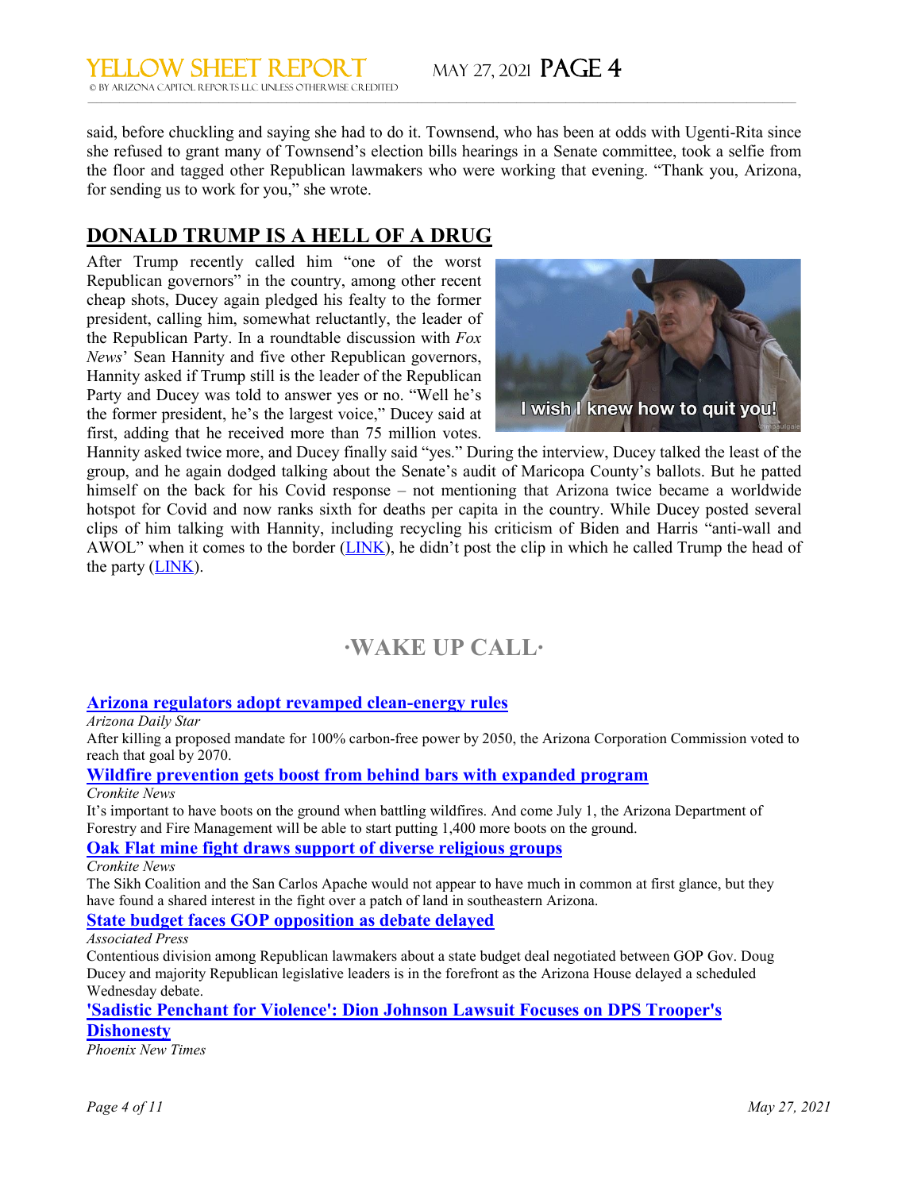said, before chuckling and saying she had to do it. Townsend, who has been at odds with Ugenti-Rita since she refused to grant many of Townsend's election bills hearings in a Senate committee, took a selfie from the floor and tagged other Republican lawmakers who were working that evening. "Thank you, Arizona, for sending us to work for you," she wrote.

## DONALD TRUMP IS A HELL OF A DRUG

After Trump recently called him "one of the worst Republican governors" in the country, among other recent cheap shots, Ducey again pledged his fealty to the former president, calling him, somewhat reluctantly, the leader of the Republican Party. In a roundtable discussion with *Fox News*' Sean Hannity and five other Republican governors, Hannity asked if Trump still is the leader of the Republican Party and Ducey was told to answer yes or no. "Well he's the former president, he's the largest voice," Ducey said at first, adding that he received more than 75 million votes. Hannity asked twice more, and Ducey finally said "yes." During the interview, Ducey talked the least of the group, and he again dodged talking about the Senate's audit of Maricopa County's ballots. But he patted himself on the back for his Covid response – not mentioning that Arizona twice became a worldwide hotspot for Covid and now ranks sixth for deaths per capita in the country. While Ducey posted several clips of him talking with Hannity, including recycling his criticism of Biden and Harris "anti-wall and AWOL" when it comes to the border (LINK), he didn't post the clip in which he called Trump the head of the party (LINK).

## ·WAKE UP CALL·

### Arizona regulators adopt revamped clean-energy rules

*Arizona Daily Star*

After killing a proposed mandate for 100% carbon-free power by 2050, the Arizona Corporation Commission voted to reach that goal by 2070.

### Wildfire prevention gets boost from behind bars with expanded program

*Cronkite News*

It's important to have boots on the ground when battling wildfires. And come July 1, the Arizona Department of Forestry and Fire Management will be able to start putting 1,400 more boots on the ground.

### Oak Flat mine fight draws support of diverse religious groups

*Cronkite News*

The Sikh Coalition and the San Carlos Apache would not appear to have much in common at first glance, but they have found a shared interest in the fight over a patch of land in southeastern Arizona.

### State budget faces GOP opposition as debate delayed

*Associated Press*

Contentious division among Republican lawmakers about a state budget deal negotiated between GOP Gov. Doug Ducey and majority Republican legislative leaders is in the forefront as the Arizona House delayed a scheduled Wednesday debate.

### 'Sadistic Penchant for Violence': Dion Johnson Lawsuit Focuses on DPS Trooper's Dishonesty

*Phoenix New Times*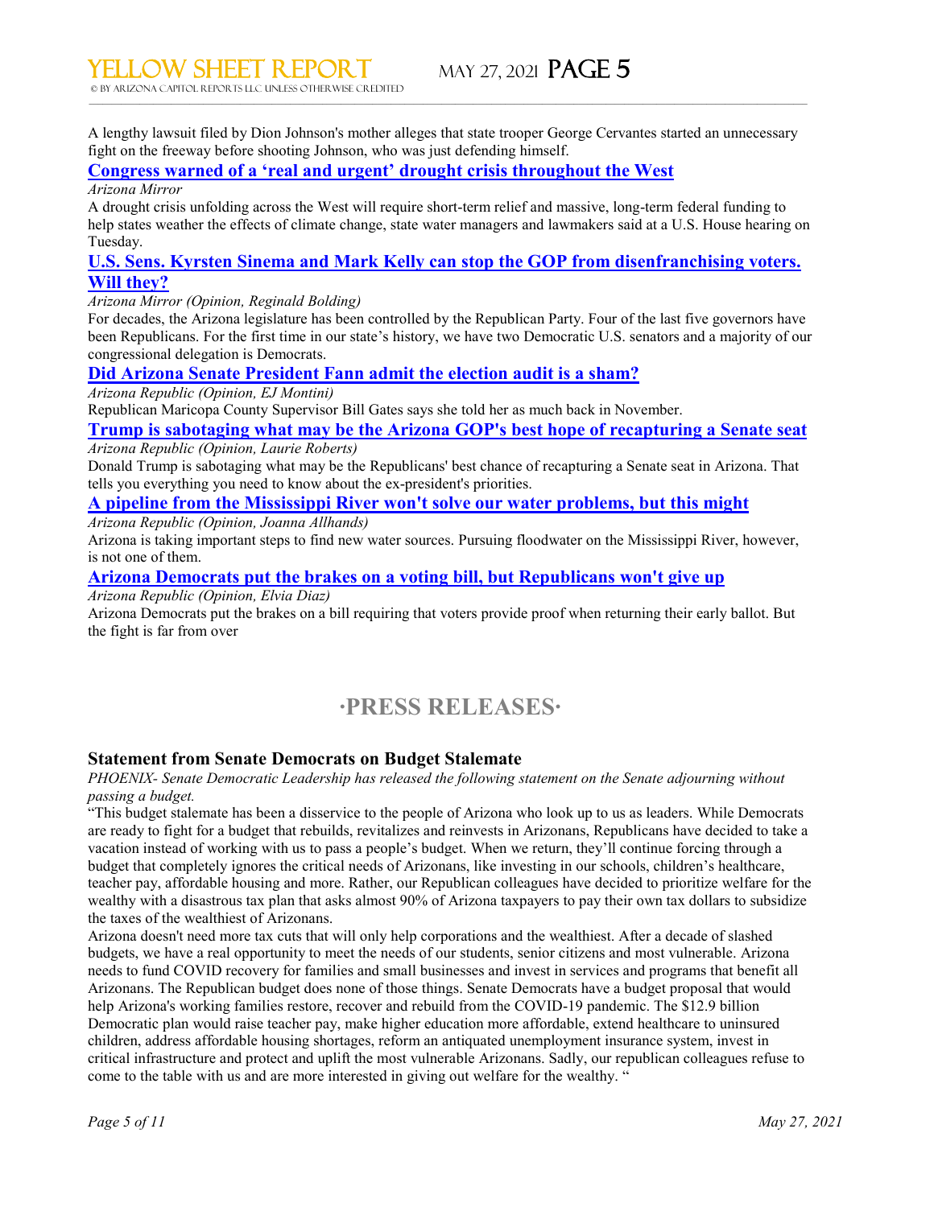A lengthy lawsuit filed by Dion Johnson's mother alleges that state trooper George Cervantes started an unnecessary fight on the freeway before shooting Johnson, who was just defending himself.

### Congress warned of a 'real and urgent' drought crisis throughout the West

*Arizona Mirror*

A drought crisis unfolding across the West will require short-term relief and massive, long-term federal funding to help states weather the effects of climate change, state water managers and lawmakers said at a U.S. House hearing on Tuesday.

### U.S. Sens. Kyrsten Sinema and Mark Kelly can stop the GOP from disenfranchising voters. Will they?

*Arizona Mirror (Opinion, Reginald Bolding)*

For decades, the Arizona legislature has been controlled by the Republican Party. Four of the last five governors have been Republicans. For the first time in our state's history, we have two Democratic U.S. senators and a majority of our congressional delegation is Democrats.

### Did Arizona Senate President Fann admit the election audit is a sham?

*Arizona Republic (Opinion, EJ Montini)*

Republican Maricopa County Supervisor Bill Gates says she told her as much back in November.

### Trump is sabotaging what may be the Arizona GOP's best hope of recapturing a Senate seat

*Arizona Republic (Opinion, Laurie Roberts)*

Donald Trump is sabotaging what may be the Republicans' best chance of recapturing a Senate seat in Arizona. That tells you everything you need to know about the ex-president's priorities.

### A pipeline from the Mississippi River won't solve our water problems, but this might

*Arizona Republic (Opinion, Joanna Allhands)*

Arizona is taking important steps to find new water sources. Pursuing floodwater on the Mississippi River, however, is not one of them.

### Arizona Democrats put the brakes on a voting bill, but Republicans won't give up

*Arizona Republic (Opinion, Elvia Diaz)*

Arizona Democrats put the brakes on a bill requiring that voters provide proof when returning their early ballot. But the fight is far from over

## ·PRESS RELEASES·

### Statement from Senate Democrats on Budget Stalemate

*PHOENIX- Senate Democratic Leadership has released the following statement on the Senate adjourning without passing a budget.*

"This budget stalemate has been a disservice to the people of Arizona who look up to us as leaders. While Democrats are ready to fight for a budget that rebuilds, revitalizes and reinvests in Arizonans, Republicans have decided to take a vacation instead of working with us to pass a people's budget. When we return, they'll continue forcing through a budget that completely ignores the critical needs of Arizonans, like investing in our schools, children's healthcare, teacher pay, affordable housing and more. Rather, our Republican colleagues have decided to prioritize welfare for the wealthy with a disastrous tax plan that asks almost 90% of Arizona taxpayers to pay their own tax dollars to subsidize the taxes of the wealthiest of Arizonans.

Arizona doesn't need more tax cuts that will only help corporations and the wealthiest. After a decade of slashed budgets, we have a real opportunity to meet the needs of our students, senior citizens and most vulnerable. Arizona needs to fund COVID recovery for families and small businesses and invest in services and programs that benefit all Arizonans. The Republican budget does none of those things. Senate Democrats have a budget proposal that would help Arizona's working families restore, recover and rebuild from the COVID-19 pandemic. The $12.9 billion Democratic plan would raise teacher pay, make higher education more affordable, extend healthcare to uninsured children, address affordable housing shortages, reform an antiquated unemployment insurance system, invest in critical infrastructure and protect and uplift the most vulnerable Arizonans. Sadly, our republican colleagues refuse to come to the table with us and are more interested in giving out welfare for the wealthy. "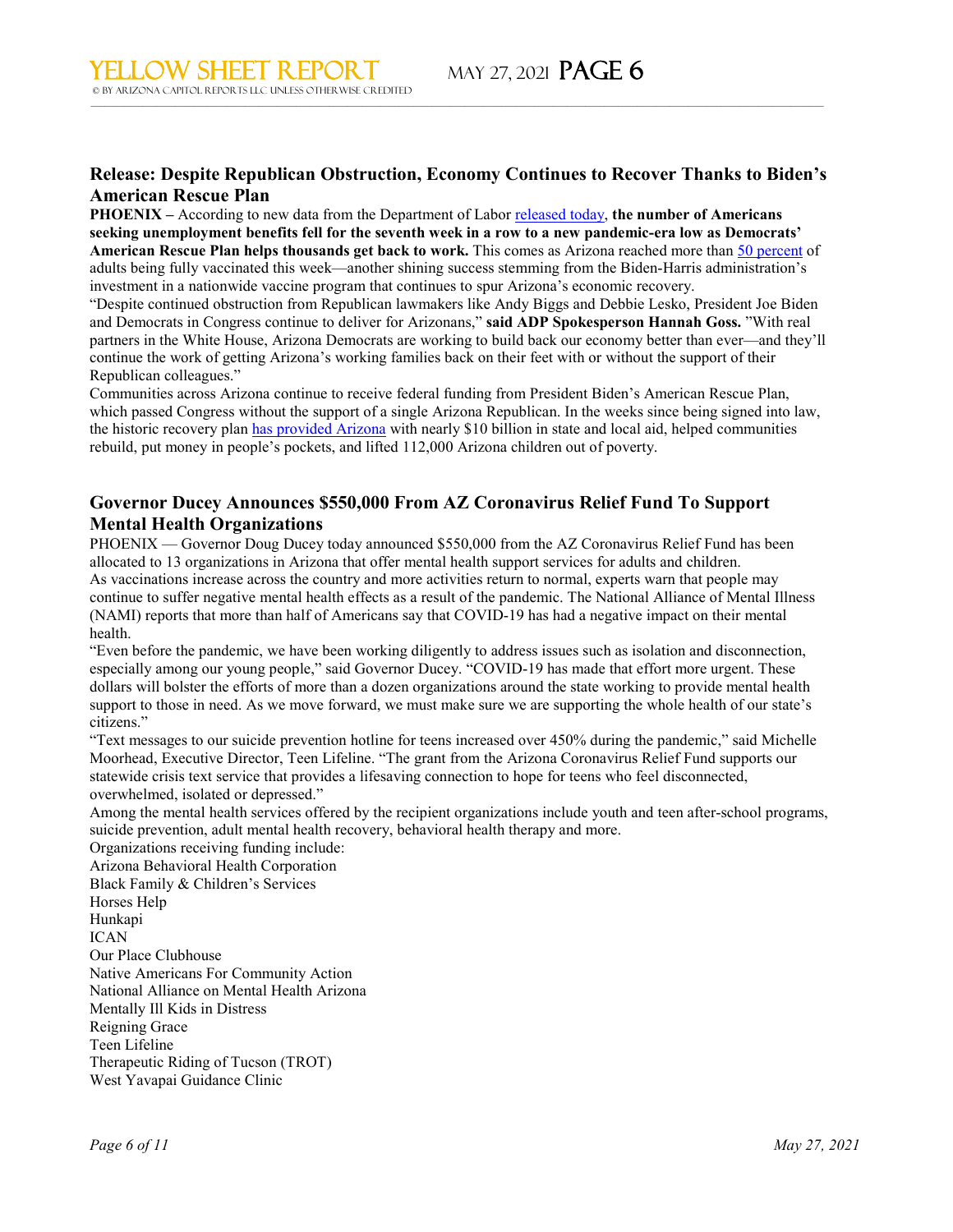## Release: Despite Republican Obstruction, Economy Continues to Recover Thanks to Biden's American Rescue Plan

**PHOENIX –** According to new data from the Department of Labor released today, **the number of Americans seeking unemployment benefits fell for the seventh week in a row to a new pandemic-era low as Democrats' American Rescue Plan helps thousands get back to work.** This comes as Arizona reached more than 50 percent of adults being fully vaccinated this week—another shining success stemming from the Biden-Harris administration's investment in a nationwide vaccine program that continues to spur Arizona's economic recovery.

"Despite continued obstruction from Republican lawmakers like Andy Biggs and Debbie Lesko, President Joe Biden and Democrats in Congress continue to deliver for Arizonans," **said ADP Spokesperson Hannah Goss.** "With real partners in the White House, Arizona Democrats are working to build back our economy better than ever—and they'll continue the work of getting Arizona's working families back on their feet with or without the support of their Republican colleagues."

Communities across Arizona continue to receive federal funding from President Biden's American Rescue Plan, which passed Congress without the support of a single Arizona Republican. In the weeks since being signed into law, the historic recovery plan has provided Arizona with nearly $10 billion in state and local aid, helped communities rebuild, put money in people's pockets, and lifted 112,000 Arizona children out of poverty.

## Governor Ducey Announces $550,000 From AZ Coronavirus Relief Fund To Support Mental Health Organizations

PHOENIX — Governor Doug Ducey today announced $550,000 from the AZ Coronavirus Relief Fund has been allocated to 13 organizations in Arizona that offer mental health support services for adults and children.

As vaccinations increase across the country and more activities return to normal, experts warn that people may continue to suffer negative mental health effects as a result of the pandemic. The National Alliance of Mental Illness (NAMI) reports that more than half of Americans say that COVID-19 has had a negative impact on their mental health.

"Even before the pandemic, we have been working diligently to address issues such as isolation and disconnection, especially among our young people," said Governor Ducey. "COVID-19 has made that effort more urgent. These dollars will bolster the efforts of more than a dozen organizations around the state working to provide mental health support to those in need. As we move forward, we must make sure we are supporting the whole health of our state's citizens."

"Text messages to our suicide prevention hotline for teens increased over 450% during the pandemic," said Michelle Moorhead, Executive Director, Teen Lifeline. "The grant from the Arizona Coronavirus Relief Fund supports our statewide crisis text service that provides a lifesaving connection to hope for teens who feel disconnected, overwhelmed, isolated or depressed."

Among the mental health services offered by the recipient organizations include youth and teen after-school programs, suicide prevention, adult mental health recovery, behavioral health therapy and more.

Organizations receiving funding include:

Arizona Behavioral Health Corporation
Black Family & Children's Services
Horses Help
Hunkapi
ICAN
Our Place Clubhouse
Native Americans For Community Action
National Alliance on Mental Health Arizona
Mentally Ill Kids in Distress
Reigning Grace
Teen Lifeline
Therapeutic Riding of Tucson (TROT)
West Yavapai Guidance Clinic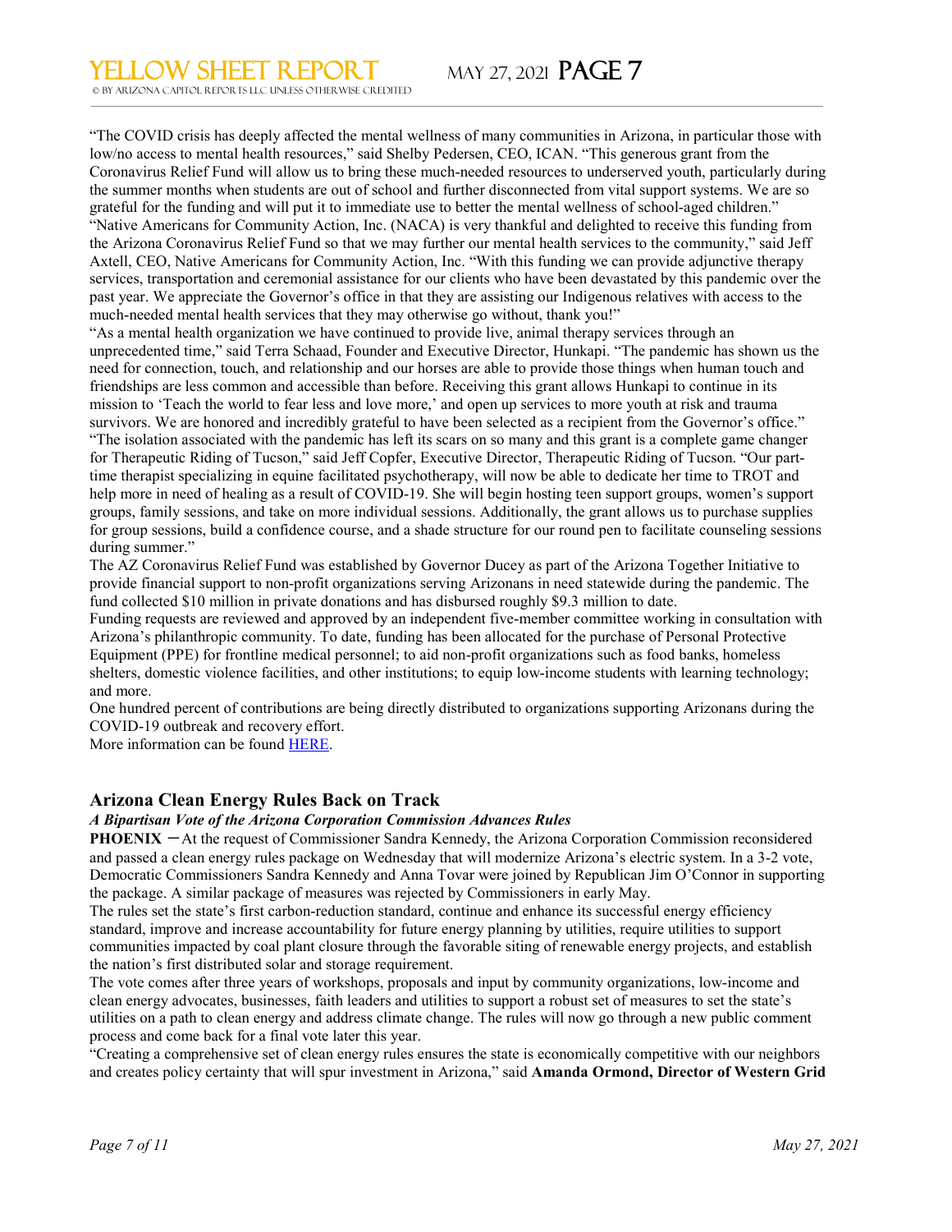"The COVID crisis has deeply affected the mental wellness of many communities in Arizona, in particular those with low/no access to mental health resources," said Shelby Pedersen, CEO, ICAN. "This generous grant from the Coronavirus Relief Fund will allow us to bring these much-needed resources to underserved youth, particularly during the summer months when students are out of school and further disconnected from vital support systems. We are so grateful for the funding and will put it to immediate use to better the mental wellness of school-aged children."

"Native Americans for Community Action, Inc. (NACA) is very thankful and delighted to receive this funding from the Arizona Coronavirus Relief Fund so that we may further our mental health services to the community," said Jeff Axtell, CEO, Native Americans for Community Action, Inc. "With this funding we can provide adjunctive therapy services, transportation and ceremonial assistance for our clients who have been devastated by this pandemic over the past year. We appreciate the Governor's office in that they are assisting our Indigenous relatives with access to the much-needed mental health services that they may otherwise go without, thank you!"

"As a mental health organization we have continued to provide live, animal therapy services through an unprecedented time," said Terra Schaad, Founder and Executive Director, Hunkapi. "The pandemic has shown us the need for connection, touch, and relationship and our horses are able to provide those things when human touch and friendships are less common and accessible than before. Receiving this grant allows Hunkapi to continue in its mission to 'Teach the world to fear less and love more,' and open up services to more youth at risk and trauma survivors. We are honored and incredibly grateful to have been selected as a recipient from the Governor's office."

"The isolation associated with the pandemic has left its scars on so many and this grant is a complete game changer for Therapeutic Riding of Tucson," said Jeff Copfer, Executive Director, Therapeutic Riding of Tucson. "Our part-time therapist specializing in equine facilitated psychotherapy, will now be able to dedicate her time to TROT and help more in need of healing as a result of COVID-19. She will begin hosting teen support groups, women's support groups, family sessions, and take on more individual sessions. Additionally, the grant allows us to purchase supplies for group sessions, build a confidence course, and a shade structure for our round pen to facilitate counseling sessions during summer."

The AZ Coronavirus Relief Fund was established by Governor Ducey as part of the Arizona Together Initiative to provide financial support to non-profit organizations serving Arizonans in need statewide during the pandemic. The fund collected $10 million in private donations and has disbursed roughly $9.3 million to date.

Funding requests are reviewed and approved by an independent five-member committee working in consultation with Arizona's philanthropic community. To date, funding has been allocated for the purchase of Personal Protective Equipment (PPE) for frontline medical personnel; to aid non-profit organizations such as food banks, homeless shelters, domestic violence facilities, and other institutions; to equip low-income students with learning technology; and more.

One hundred percent of contributions are being directly distributed to organizations supporting Arizonans during the COVID-19 outbreak and recovery effort.

More information can be found HERE.

## Arizona Clean Energy Rules Back on Track

***A Bipartisan Vote of the Arizona Corporation Commission Advances Rules***

**PHOENIX** – At the request of Commissioner Sandra Kennedy, the Arizona Corporation Commission reconsidered and passed a clean energy rules package on Wednesday that will modernize Arizona's electric system. In a 3-2 vote, Democratic Commissioners Sandra Kennedy and Anna Tovar were joined by Republican Jim O'Connor in supporting the package. A similar package of measures was rejected by Commissioners in early May.

The rules set the state's first carbon-reduction standard, continue and enhance its successful energy efficiency standard, improve and increase accountability for future energy planning by utilities, require utilities to support communities impacted by coal plant closure through the favorable siting of renewable energy projects, and establish the nation's first distributed solar and storage requirement.

The vote comes after three years of workshops, proposals and input by community organizations, low-income and clean energy advocates, businesses, faith leaders and utilities to support a robust set of measures to set the state's utilities on a path to clean energy and address climate change. The rules will now go through a new public comment process and come back for a final vote later this year.

"Creating a comprehensive set of clean energy rules ensures the state is economically competitive with our neighbors and creates policy certainty that will spur investment in Arizona," said **Amanda Ormond, Director of Western Grid**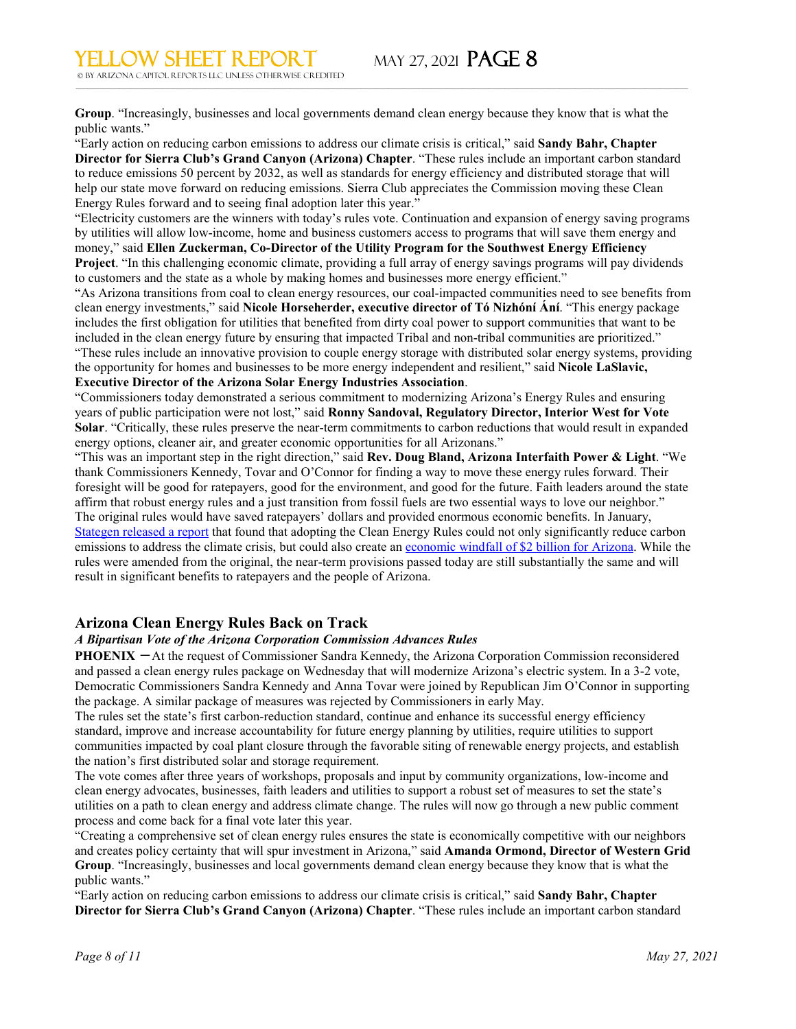**Group**. "Increasingly, businesses and local governments demand clean energy because they know that is what the public wants."

"Early action on reducing carbon emissions to address our climate crisis is critical," said **Sandy Bahr, Chapter Director for Sierra Club's Grand Canyon (Arizona) Chapter**. "These rules include an important carbon standard to reduce emissions 50 percent by 2032, as well as standards for energy efficiency and distributed storage that will help our state move forward on reducing emissions. Sierra Club appreciates the Commission moving these Clean Energy Rules forward and to seeing final adoption later this year."

"Electricity customers are the winners with today's rules vote. Continuation and expansion of energy saving programs by utilities will allow low-income, home and business customers access to programs that will save them energy and money," said **Ellen Zuckerman, Co-Director of the Utility Program for the Southwest Energy Efficiency Project**. "In this challenging economic climate, providing a full array of energy savings programs will pay dividends to customers and the state as a whole by making homes and businesses more energy efficient."

"As Arizona transitions from coal to clean energy resources, our coal-impacted communities need to see benefits from clean energy investments," said **Nicole Horseherder, executive director of Tó Nizhóní Ání**. "This energy package includes the first obligation for utilities that benefited from dirty coal power to support communities that want to be included in the clean energy future by ensuring that impacted Tribal and non-tribal communities are prioritized."

"These rules include an innovative provision to couple energy storage with distributed solar energy systems, providing the opportunity for homes and businesses to be more energy independent and resilient," said **Nicole LaSlavic, Executive Director of the Arizona Solar Energy Industries Association**.

"Commissioners today demonstrated a serious commitment to modernizing Arizona's Energy Rules and ensuring years of public participation were not lost," said **Ronny Sandoval, Regulatory Director, Interior West for Vote Solar**. "Critically, these rules preserve the near-term commitments to carbon reductions that would result in expanded energy options, cleaner air, and greater economic opportunities for all Arizonans."

"This was an important step in the right direction," said **Rev. Doug Bland, Arizona Interfaith Power & Light**. "We thank Commissioners Kennedy, Tovar and O'Connor for finding a way to move these energy rules forward. Their foresight will be good for ratepayers, good for the environment, and good for the future. Faith leaders around the state affirm that robust energy rules and a just transition from fossil fuels are two essential ways to love our neighbor."

The original rules would have saved ratepayers' dollars and provided enormous economic benefits. In January, Stategen released a report that found that adopting the Clean Energy Rules could not only significantly reduce carbon emissions to address the climate crisis, but could also create an economic windfall of $2 billion for Arizona. While the rules were amended from the original, the near-term provisions passed today are still substantially the same and will result in significant benefits to ratepayers and the people of Arizona.

## Arizona Clean Energy Rules Back on Track

***A Bipartisan Vote of the Arizona Corporation Commission Advances Rules***

**PHOENIX** — At the request of Commissioner Sandra Kennedy, the Arizona Corporation Commission reconsidered and passed a clean energy rules package on Wednesday that will modernize Arizona's electric system. In a 3-2 vote, Democratic Commissioners Sandra Kennedy and Anna Tovar were joined by Republican Jim O'Connor in supporting the package. A similar package of measures was rejected by Commissioners in early May.

The rules set the state's first carbon-reduction standard, continue and enhance its successful energy efficiency standard, improve and increase accountability for future energy planning by utilities, require utilities to support communities impacted by coal plant closure through the favorable siting of renewable energy projects, and establish the nation's first distributed solar and storage requirement.

The vote comes after three years of workshops, proposals and input by community organizations, low-income and clean energy advocates, businesses, faith leaders and utilities to support a robust set of measures to set the state's utilities on a path to clean energy and address climate change. The rules will now go through a new public comment process and come back for a final vote later this year.

"Creating a comprehensive set of clean energy rules ensures the state is economically competitive with our neighbors and creates policy certainty that will spur investment in Arizona," said **Amanda Ormond, Director of Western Grid Group**. "Increasingly, businesses and local governments demand clean energy because they know that is what the public wants."

"Early action on reducing carbon emissions to address our climate crisis is critical," said **Sandy Bahr, Chapter Director for Sierra Club's Grand Canyon (Arizona) Chapter**. "These rules include an important carbon standard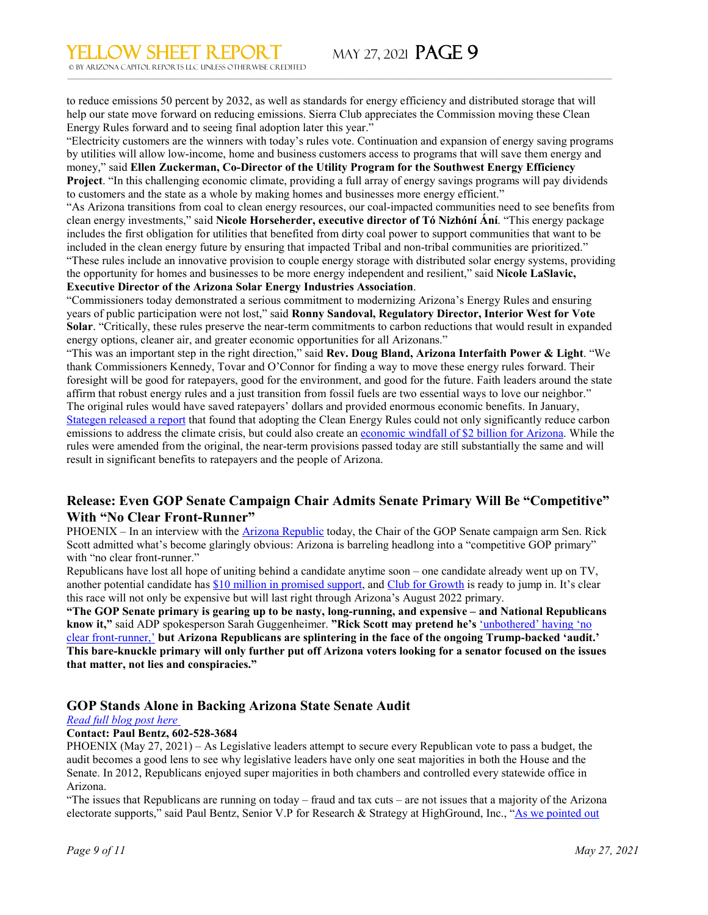to reduce emissions 50 percent by 2032, as well as standards for energy efficiency and distributed storage that will help our state move forward on reducing emissions. Sierra Club appreciates the Commission moving these Clean Energy Rules forward and to seeing final adoption later this year."

"Electricity customers are the winners with today's rules vote. Continuation and expansion of energy saving programs by utilities will allow low-income, home and business customers access to programs that will save them energy and money," said **Ellen Zuckerman, Co-Director of the Utility Program for the Southwest Energy Efficiency Project**. "In this challenging economic climate, providing a full array of energy savings programs will pay dividends to customers and the state as a whole by making homes and businesses more energy efficient."

"As Arizona transitions from coal to clean energy resources, our coal-impacted communities need to see benefits from clean energy investments," said **Nicole Horseherder, executive director of Tó Nizhóní Ání**. "This energy package includes the first obligation for utilities that benefited from dirty coal power to support communities that want to be included in the clean energy future by ensuring that impacted Tribal and non-tribal communities are prioritized."

"These rules include an innovative provision to couple energy storage with distributed solar energy systems, providing the opportunity for homes and businesses to be more energy independent and resilient," said **Nicole LaSlavic, Executive Director of the Arizona Solar Energy Industries Association**.

"Commissioners today demonstrated a serious commitment to modernizing Arizona's Energy Rules and ensuring years of public participation were not lost," said **Ronny Sandoval, Regulatory Director, Interior West for Vote Solar**. "Critically, these rules preserve the near-term commitments to carbon reductions that would result in expanded energy options, cleaner air, and greater economic opportunities for all Arizonans."

"This was an important step in the right direction," said **Rev. Doug Bland, Arizona Interfaith Power & Light**. "We thank Commissioners Kennedy, Tovar and O'Connor for finding a way to move these energy rules forward. Their foresight will be good for ratepayers, good for the environment, and good for the future. Faith leaders around the state affirm that robust energy rules and a just transition from fossil fuels are two essential ways to love our neighbor."

The original rules would have saved ratepayers' dollars and provided enormous economic benefits. In January, Stategen released a report that found that adopting the Clean Energy Rules could not only significantly reduce carbon emissions to address the climate crisis, but could also create an economic windfall of $2 billion for Arizona. While the rules were amended from the original, the near-term provisions passed today are still substantially the same and will result in significant benefits to ratepayers and the people of Arizona.

## Release: Even GOP Senate Campaign Chair Admits Senate Primary Will Be "Competitive" With "No Clear Front-Runner"

PHOENIX – In an interview with the Arizona Republic today, the Chair of the GOP Senate campaign arm Sen. Rick Scott admitted what's become glaringly obvious: Arizona is barreling headlong into a "competitive GOP primary" with "no clear front-runner."

Republicans have lost all hope of uniting behind a candidate anytime soon – one candidate already went up on TV, another potential candidate has $10 million in promised support, and Club for Growth is ready to jump in. It's clear this race will not only be expensive but will last right through Arizona's August 2022 primary.

**"The GOP Senate primary is gearing up to be nasty, long-running, and expensive – and National Republicans know it,"** said ADP spokesperson Sarah Guggenheimer. **"Rick Scott may pretend he's 'unbothered' having 'no clear front-runner,' but Arizona Republicans are splintering in the face of the ongoing Trump-backed 'audit.' This bare-knuckle primary will only further put off Arizona voters looking for a senator focused on the issues that matter, not lies and conspiracies."**

## GOP Stands Alone in Backing Arizona State Senate Audit

*Read full blog post here*

**Contact: Paul Bentz, 602-528-3684**

PHOENIX (May 27, 2021) – As Legislative leaders attempt to secure every Republican vote to pass a budget, the audit becomes a good lens to see why legislative leaders have only one seat majorities in both the House and the Senate. In 2012, Republicans enjoyed super majorities in both chambers and controlled every statewide office in Arizona.

"The issues that Republicans are running on today – fraud and tax cuts – are not issues that a majority of the Arizona electorate supports," said Paul Bentz, Senior V.P for Research & Strategy at HighGround, Inc., "As we pointed out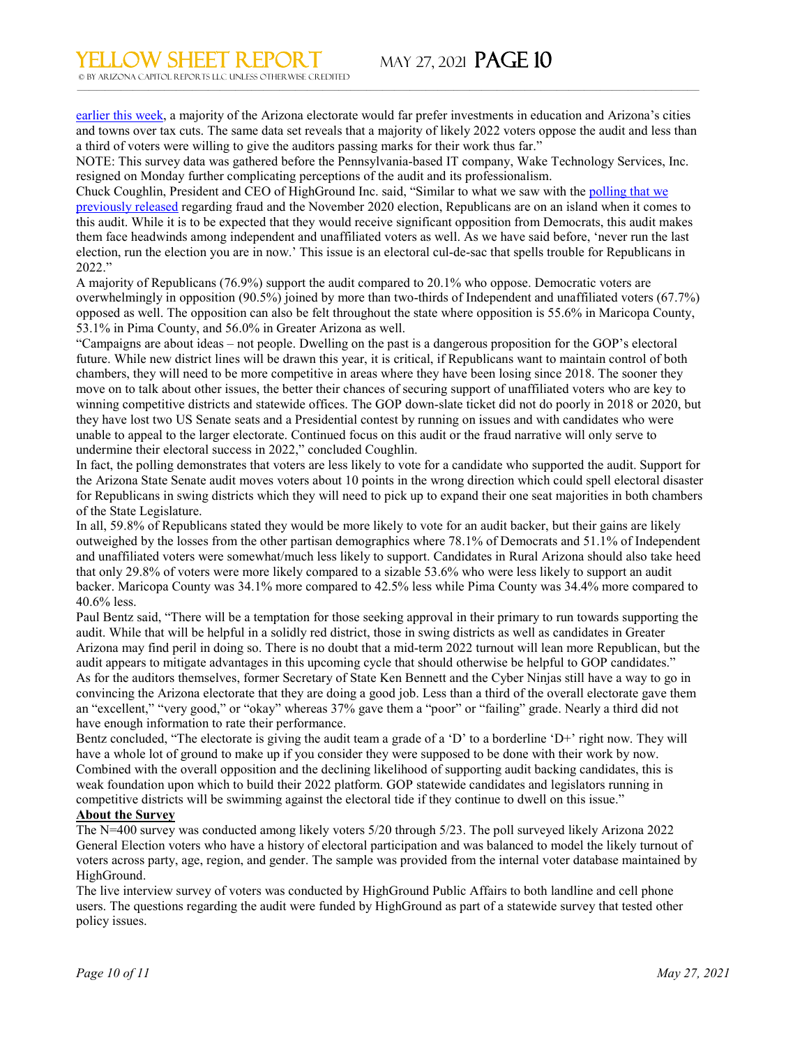earlier this week, a majority of the Arizona electorate would far prefer investments in education and Arizona's cities and towns over tax cuts. The same data set reveals that a majority of likely 2022 voters oppose the audit and less than a third of voters were willing to give the auditors passing marks for their work thus far."

NOTE: This survey data was gathered before the Pennsylvania-based IT company, Wake Technology Services, Inc. resigned on Monday further complicating perceptions of the audit and its professionalism.

Chuck Coughlin, President and CEO of HighGround Inc. said, "Similar to what we saw with the polling that we previously released regarding fraud and the November 2020 election, Republicans are on an island when it comes to this audit. While it is to be expected that they would receive significant opposition from Democrats, this audit makes them face headwinds among independent and unaffiliated voters as well. As we have said before, 'never run the last election, run the election you are in now.' This issue is an electoral cul-de-sac that spells trouble for Republicans in 2022."

A majority of Republicans (76.9%) support the audit compared to 20.1% who oppose. Democratic voters are overwhelmingly in opposition (90.5%) joined by more than two-thirds of Independent and unaffiliated voters (67.7%) opposed as well. The opposition can also be felt throughout the state where opposition is 55.6% in Maricopa County, 53.1% in Pima County, and 56.0% in Greater Arizona as well.

"Campaigns are about ideas – not people. Dwelling on the past is a dangerous proposition for the GOP's electoral future. While new district lines will be drawn this year, it is critical, if Republicans want to maintain control of both chambers, they will need to be more competitive in areas where they have been losing since 2018. The sooner they move on to talk about other issues, the better their chances of securing support of unaffiliated voters who are key to winning competitive districts and statewide offices. The GOP down-slate ticket did not do poorly in 2018 or 2020, but they have lost two US Senate seats and a Presidential contest by running on issues and with candidates who were unable to appeal to the larger electorate. Continued focus on this audit or the fraud narrative will only serve to undermine their electoral success in 2022," concluded Coughlin.

In fact, the polling demonstrates that voters are less likely to vote for a candidate who supported the audit. Support for the Arizona State Senate audit moves voters about 10 points in the wrong direction which could spell electoral disaster for Republicans in swing districts which they will need to pick up to expand their one seat majorities in both chambers of the State Legislature.

In all, 59.8% of Republicans stated they would be more likely to vote for an audit backer, but their gains are likely outweighed by the losses from the other partisan demographics where 78.1% of Democrats and 51.1% of Independent and unaffiliated voters were somewhat/much less likely to support. Candidates in Rural Arizona should also take heed that only 29.8% of voters were more likely compared to a sizable 53.6% who were less likely to support an audit backer. Maricopa County was 34.1% more compared to 42.5% less while Pima County was 34.4% more compared to 40.6% less.

Paul Bentz said, "There will be a temptation for those seeking approval in their primary to run towards supporting the audit. While that will be helpful in a solidly red district, those in swing districts as well as candidates in Greater Arizona may find peril in doing so. There is no doubt that a mid-term 2022 turnout will lean more Republican, but the audit appears to mitigate advantages in this upcoming cycle that should otherwise be helpful to GOP candidates."

As for the auditors themselves, former Secretary of State Ken Bennett and the Cyber Ninjas still have a way to go in convincing the Arizona electorate that they are doing a good job. Less than a third of the overall electorate gave them an "excellent," "very good," or "okay" whereas 37% gave them a "poor" or "failing" grade. Nearly a third did not have enough information to rate their performance.

Bentz concluded, "The electorate is giving the audit team a grade of a 'D' to a borderline 'D+' right now. They will have a whole lot of ground to make up if you consider they were supposed to be done with their work by now. Combined with the overall opposition and the declining likelihood of supporting audit backing candidates, this is weak foundation upon which to build their 2022 platform. GOP statewide candidates and legislators running in competitive districts will be swimming against the electoral tide if they continue to dwell on this issue."

**About the Survey**

The N=400 survey was conducted among likely voters 5/20 through 5/23. The poll surveyed likely Arizona 2022 General Election voters who have a history of electoral participation and was balanced to model the likely turnout of voters across party, age, region, and gender. The sample was provided from the internal voter database maintained by HighGround.

The live interview survey of voters was conducted by HighGround Public Affairs to both landline and cell phone users. The questions regarding the audit were funded by HighGround as part of a statewide survey that tested other policy issues.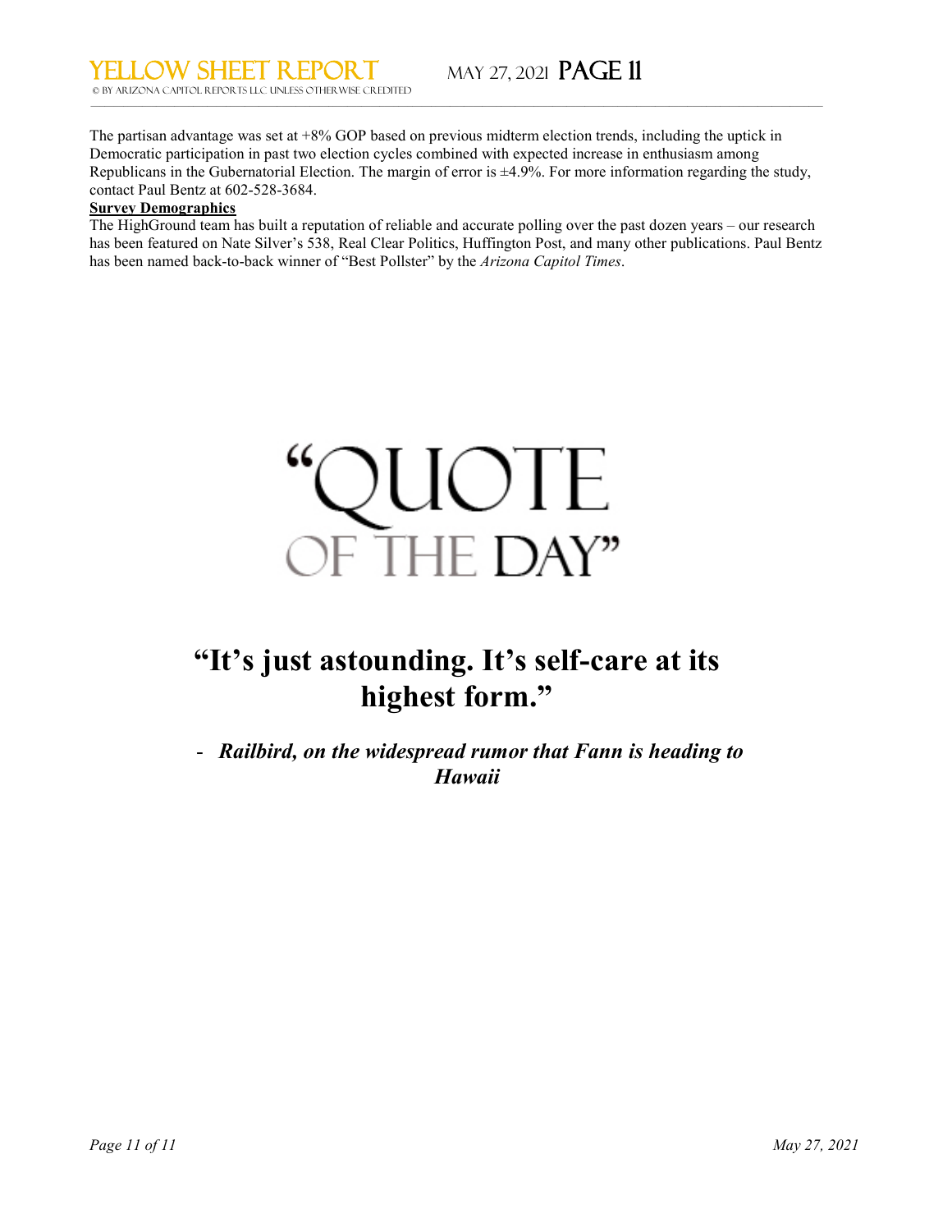The partisan advantage was set at +8% GOP based on previous midterm election trends, including the uptick in Democratic participation in past two election cycles combined with expected increase in enthusiasm among Republicans in the Gubernatorial Election. The margin of error is ±4.9%. For more information regarding the study, contact Paul Bentz at 602-528-3684.

**Survey Demographics**

The HighGround team has built a reputation of reliable and accurate polling over the past dozen years – our research has been featured on Nate Silver's 538, Real Clear Politics, Huffington Post, and many other publications. Paul Bentz has been named back-to-back winner of "Best Pollster" by the *Arizona Capitol Times*.

# "QUOTE OF THE DAY"

## "It's just astounding. It's self-care at its highest form."

- ***Railbird, on the widespread rumor that Fann is heading to Hawaii***